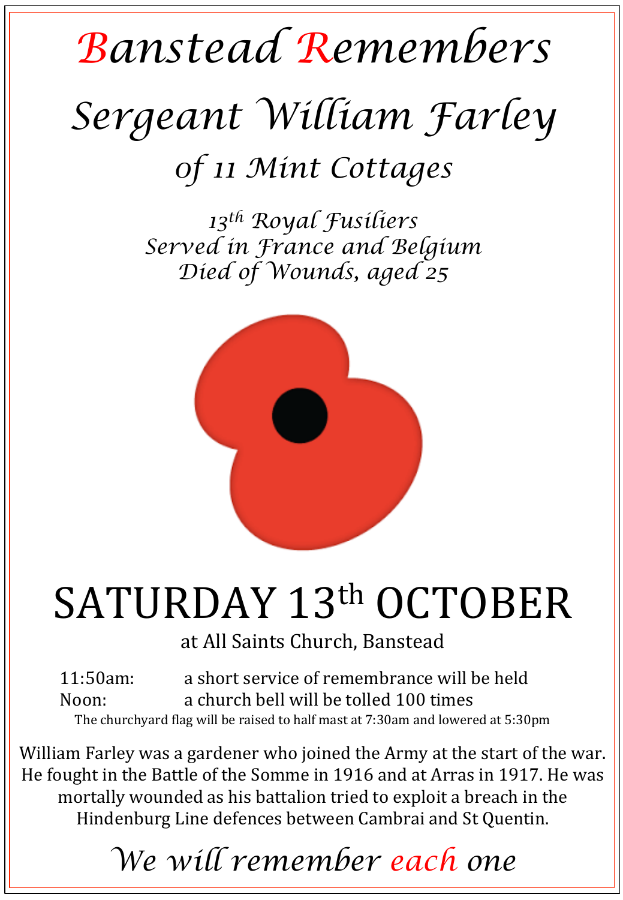# Banstead Remembers

## *Sergeant William Farley*

### *of 11 Mint Cottages*

*13th Royal Fusiliers*
*Served in France and Belgium*
*Died of Wounds, aged 25*

# SATURDAY 13th OCTOBER

at All Saints Church, Banstead

11:50am: a short service of remembrance will be held
Noon: a church bell will be tolled 100 times

The churchyard flag will be raised to half mast at 7:30am and lowered at 5:30pm

William Farley was a gardener who joined the Army at the start of the war. He fought in the Battle of the Somme in 1916 and at Arras in 1917. He was mortally wounded as his battalion tried to exploit a breach in the Hindenburg Line defences between Cambrai and St Quentin.

*We will remember each one*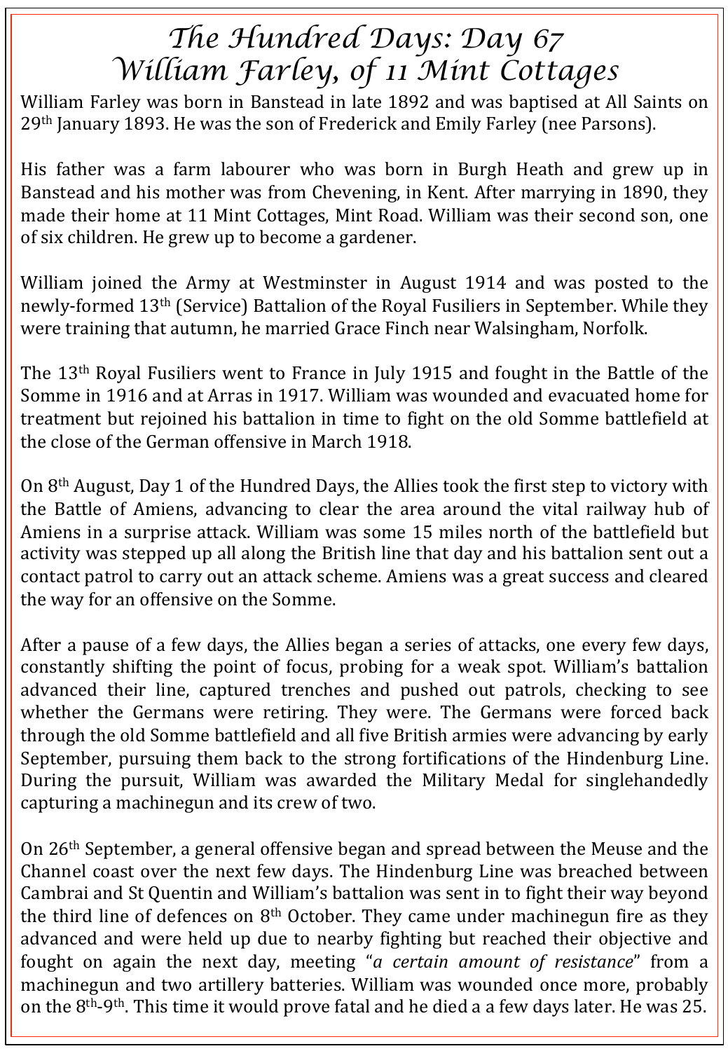# The Hundred Days: Day 67
# William Farley, of 11 Mint Cottages

William Farley was born in Banstead in late 1892 and was baptised at All Saints on 29th January 1893. He was the son of Frederick and Emily Farley (nee Parsons).

His father was a farm labourer who was born in Burgh Heath and grew up in Banstead and his mother was from Chevening, in Kent. After marrying in 1890, they made their home at 11 Mint Cottages, Mint Road. William was their second son, one of six children. He grew up to become a gardener.

William joined the Army at Westminster in August 1914 and was posted to the newly-formed 13th (Service) Battalion of the Royal Fusiliers in September. While they were training that autumn, he married Grace Finch near Walsingham, Norfolk.

The 13th Royal Fusiliers went to France in July 1915 and fought in the Battle of the Somme in 1916 and at Arras in 1917. William was wounded and evacuated home for treatment but rejoined his battalion in time to fight on the old Somme battlefield at the close of the German offensive in March 1918.

On 8th August, Day 1 of the Hundred Days, the Allies took the first step to victory with the Battle of Amiens, advancing to clear the area around the vital railway hub of Amiens in a surprise attack. William was some 15 miles north of the battlefield but activity was stepped up all along the British line that day and his battalion sent out a contact patrol to carry out an attack scheme. Amiens was a great success and cleared the way for an offensive on the Somme.

After a pause of a few days, the Allies began a series of attacks, one every few days, constantly shifting the point of focus, probing for a weak spot. William's battalion advanced their line, captured trenches and pushed out patrols, checking to see whether the Germans were retiring. They were. The Germans were forced back through the old Somme battlefield and all five British armies were advancing by early September, pursuing them back to the strong fortifications of the Hindenburg Line. During the pursuit, William was awarded the Military Medal for singlehandedly capturing a machinegun and its crew of two.

On 26th September, a general offensive began and spread between the Meuse and the Channel coast over the next few days. The Hindenburg Line was breached between Cambrai and St Quentin and William's battalion was sent in to fight their way beyond the third line of defences on 8th October. They came under machinegun fire as they advanced and were held up due to nearby fighting but reached their objective and fought on again the next day, meeting "*a certain amount of resistance*" from a machinegun and two artillery batteries. William was wounded once more, probably on the 8th-9th. This time it would prove fatal and he died a a few days later. He was 25.